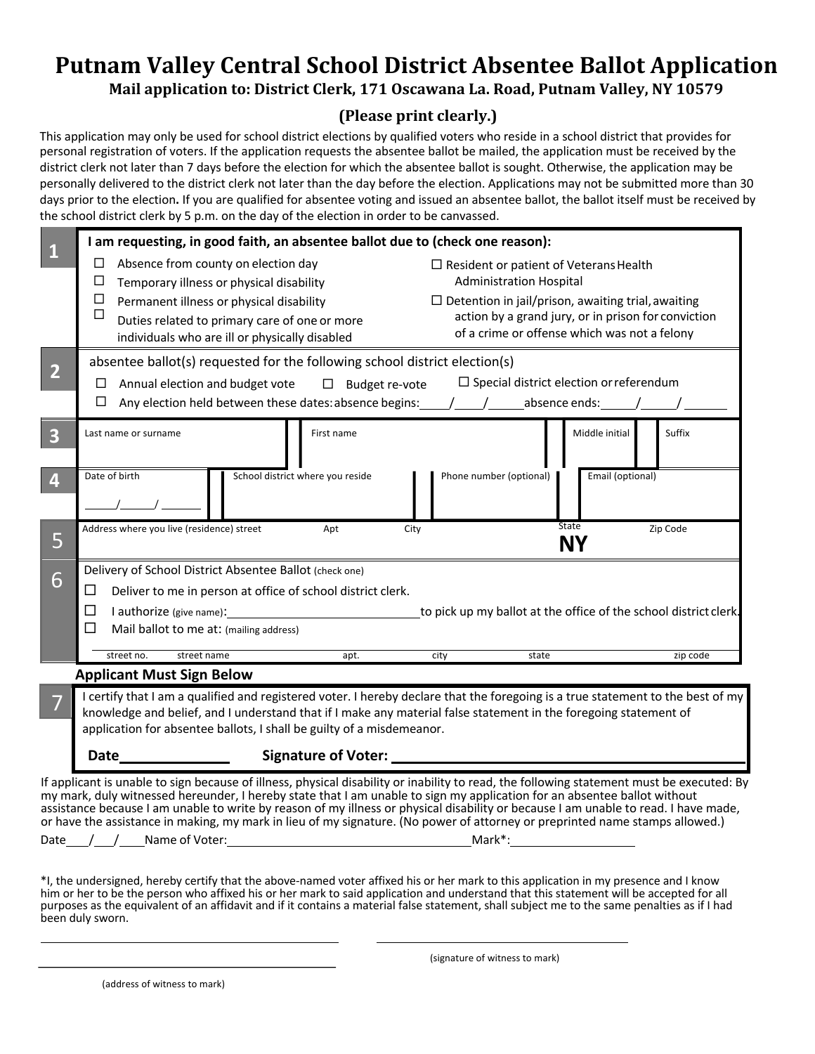# Putnam Valley Central School District Absentee Ballot Application

**Mail application to: District Clerk, 171 Oscawana La. Road, Putnam Valley, NY 10579**

**(Please print clearly.)**

This application may only be used for school district elections by qualified voters who reside in a school district that provides for personal registration of voters. If the application requests the absentee ballot be mailed, the application must be received by the district clerk not later than 7 days before the election for which the absentee ballot is sought. Otherwise, the application may be personally delivered to the district clerk not later than the day before the election. Applications may not be submitted more than 30 days prior to the election**.** If you are qualified for absentee voting and issued an absentee ballot, the ballot itself must be received by the school district clerk by 5 p.m. on the day of the election in order to be canvassed.

**1** **I am requesting, in good faith, an absentee ballot due to (check one reason):**

- ☐ Absence from county on election day
- ☐ Temporary illness or physical disability
- ☐ Permanent illness or physical disability
- ☐ Duties related to primary care of one or more individuals who are ill or physically disabled
- ☐ Resident or patient of Veterans Health Administration Hospital
- ☐ Detention in jail/prison, awaiting trial, awaiting action by a grand jury, or in prison for conviction of a crime or offense which was not a felony

**2** absentee ballot(s) requested for the following school district election(s)

- ☐ Annual election and budget vote
- ☐ Budget re-vote
- ☐ Special district election or referendum
- ☐ Any election held between these dates: absence begins: \_\_\_\_/\_\_\_\_/\_\_\_\_\_ absence ends: \_\_\_\_\_/\_\_\_\_\_/ \_\_\_\_\_\_

**3**

| Last name or surname | First name | Middle initial | Suffix |
|---|---|---|---|
| | | | |

**4**

| Date of birth | School district where you reside | Phone number (optional) | Email (optional) |
|---|---|---|---|
| \_\_\_\_\_/\_\_\_\_\_/ \_\_\_\_\_\_ | | | |

**5**

| Address where you live (residence) street | Apt | City | State | Zip Code |
|---|---|---|---|---|
| | | | **NY** | |

**6** Delivery of School District Absentee Ballot (check one)

- ☐ Deliver to me in person at office of school district clerk.
- ☐ I authorize (give name): \_\_\_\_\_\_\_\_\_\_\_\_\_\_\_\_\_\_\_\_\_\_\_\_\_\_\_\_ to pick up my ballot at the office of the school district clerk.
- ☐ Mail ballot to me at: (mailing address)

| street no. | street name | apt. | city | state | zip code |
|---|---|---|---|---|---|
| | | | | | |

**Applicant Must Sign Below**

**7** I certify that I am a qualified and registered voter. I hereby declare that the foregoing is a true statement to the best of my knowledge and belief, and I understand that if I make any material false statement in the foregoing statement of application for absentee ballots, I shall be guilty of a misdemeanor.

**Date** \_\_\_\_\_\_\_\_\_\_\_\_\_\_ **Signature of Voter:** \_\_\_\_\_\_\_\_\_\_\_\_\_\_\_\_\_\_\_\_\_\_\_\_\_\_\_\_\_\_\_\_\_\_\_\_\_\_\_\_

If applicant is unable to sign because of illness, physical disability or inability to read, the following statement must be executed: By my mark, duly witnessed hereunder, I hereby state that I am unable to sign my application for an absentee ballot without assistance because I am unable to write by reason of my illness or physical disability or because I am unable to read. I have made, or have the assistance in making, my mark in lieu of my signature. (No power of attorney or preprinted name stamps allowed.)

Date\_\_\_/\_\_\_/\_\_\_\_ Name of Voter: \_\_\_\_\_\_\_\_\_\_\_\_\_\_\_\_\_\_\_\_\_\_\_\_\_\_\_\_\_\_\_\_\_\_\_\_ Mark\*: \_\_\_\_\_\_\_\_\_\_\_\_\_\_\_\_\_\_\_\_

\*I, the undersigned, hereby certify that the above-named voter affixed his or her mark to this application in my presence and I know him or her to be the person who affixed his or her mark to said application and understand that this statement will be accepted for all purposes as the equivalent of an affidavit and if it contains a material false statement, shall subject me to the same penalties as if I had been duly sworn.

\_\_\_\_\_\_\_\_\_\_\_\_\_\_\_\_\_\_\_\_\_\_\_\_\_\_\_\_\_\_\_\_\_\_\_\_\_\_\_\_ \_\_\_\_\_\_\_\_\_\_\_\_\_\_\_\_\_\_\_\_\_\_\_\_\_\_\_\_\_\_\_\_\_\_\_\_\_\_\_\_

(signature of witness to mark)

\_\_\_\_\_\_\_\_\_\_\_\_\_\_\_\_\_\_\_\_\_\_\_\_\_\_\_\_\_\_\_\_\_\_\_\_\_\_\_\_

(address of witness to mark)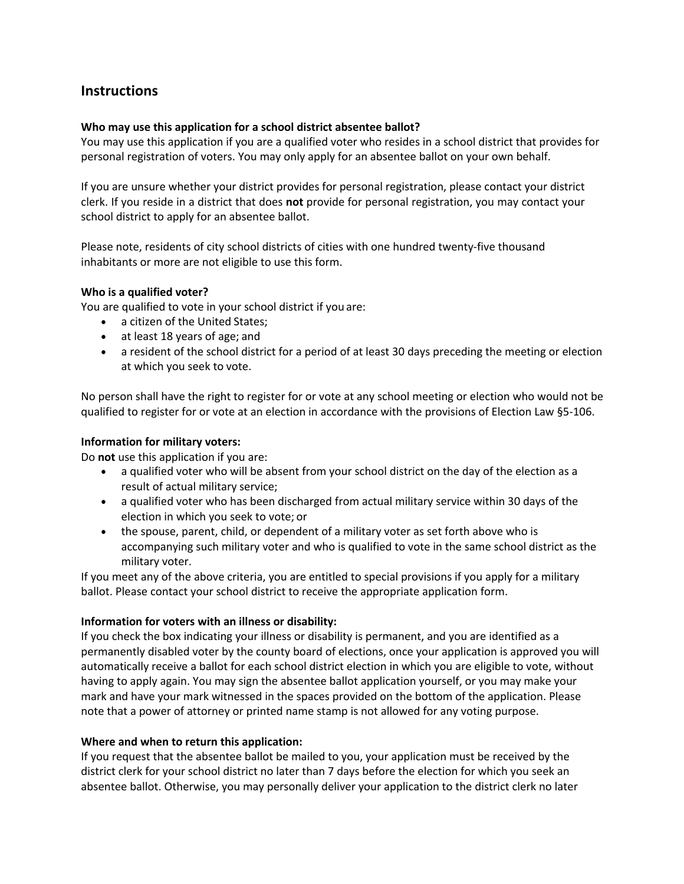## Instructions

**Who may use this application for a school district absentee ballot?**
You may use this application if you are a qualified voter who resides in a school district that provides for personal registration of voters. You may only apply for an absentee ballot on your own behalf.

If you are unsure whether your district provides for personal registration, please contact your district clerk. If you reside in a district that does **not** provide for personal registration, you may contact your school district to apply for an absentee ballot.

Please note, residents of city school districts of cities with one hundred twenty-five thousand inhabitants or more are not eligible to use this form.

**Who is a qualified voter?**
You are qualified to vote in your school district if you are:

- a citizen of the United States;
- at least 18 years of age; and
- a resident of the school district for a period of at least 30 days preceding the meeting or election at which you seek to vote.

No person shall have the right to register for or vote at any school meeting or election who would not be qualified to register for or vote at an election in accordance with the provisions of Election Law §5-106.

**Information for military voters:**
Do **not** use this application if you are:

- a qualified voter who will be absent from your school district on the day of the election as a result of actual military service;
- a qualified voter who has been discharged from actual military service within 30 days of the election in which you seek to vote; or
- the spouse, parent, child, or dependent of a military voter as set forth above who is accompanying such military voter and who is qualified to vote in the same school district as the military voter.

If you meet any of the above criteria, you are entitled to special provisions if you apply for a military ballot. Please contact your school district to receive the appropriate application form.

**Information for voters with an illness or disability:**
If you check the box indicating your illness or disability is permanent, and you are identified as a permanently disabled voter by the county board of elections, once your application is approved you will automatically receive a ballot for each school district election in which you are eligible to vote, without having to apply again. You may sign the absentee ballot application yourself, or you may make your mark and have your mark witnessed in the spaces provided on the bottom of the application. Please note that a power of attorney or printed name stamp is not allowed for any voting purpose.

**Where and when to return this application:**
If you request that the absentee ballot be mailed to you, your application must be received by the district clerk for your school district no later than 7 days before the election for which you seek an absentee ballot. Otherwise, you may personally deliver your application to the district clerk no later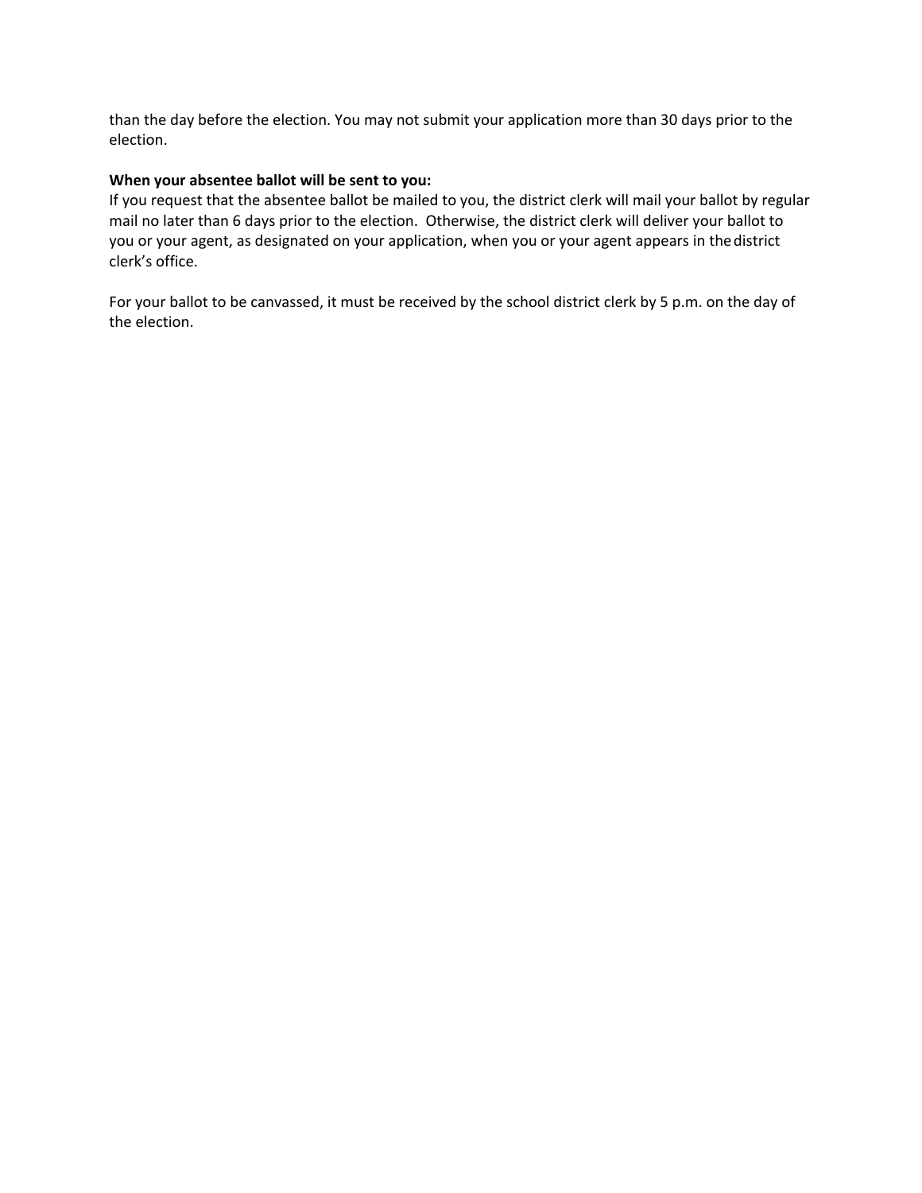than the day before the election. You may not submit your application more than 30 days prior to the election.

**When your absentee ballot will be sent to you:**
If you request that the absentee ballot be mailed to you, the district clerk will mail your ballot by regular mail no later than 6 days prior to the election. Otherwise, the district clerk will deliver your ballot to you or your agent, as designated on your application, when you or your agent appears in the district clerk's office.

For your ballot to be canvassed, it must be received by the school district clerk by 5 p.m. on the day of the election.